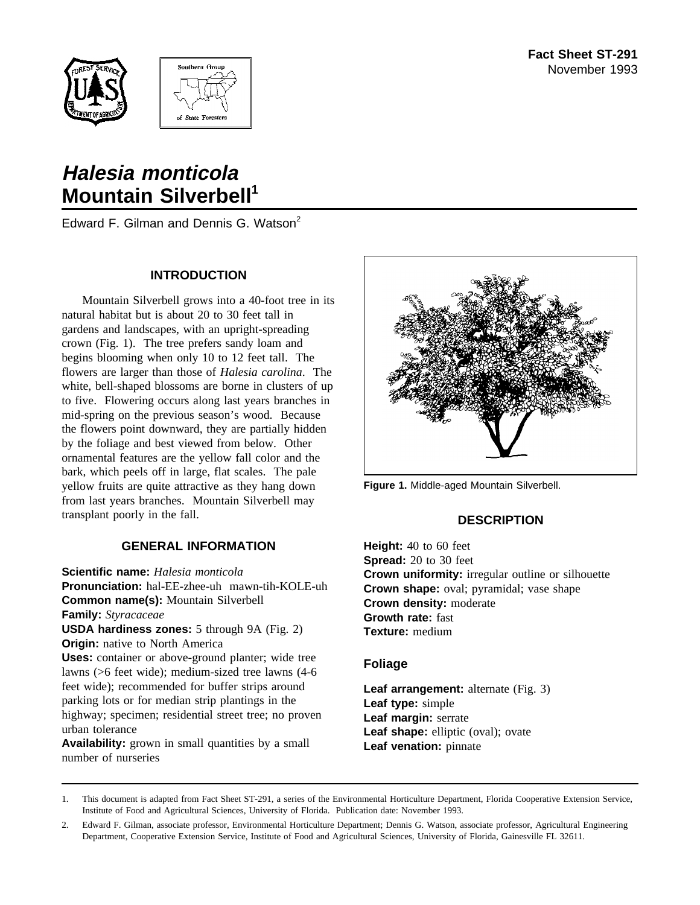Fact Sheet ST-291
November 1993

# *Halesia monticola*
# Mountain Silverbell[1]

Edward F. Gilman and Dennis G. Watson[2]

## INTRODUCTION

Mountain Silverbell grows into a 40-foot tree in its natural habitat but is about 20 to 30 feet tall in gardens and landscapes, with an upright-spreading crown (Fig. 1). The tree prefers sandy loam and begins blooming when only 10 to 12 feet tall. The flowers are larger than those of *Halesia carolina*. The white, bell-shaped blossoms are borne in clusters of up to five. Flowering occurs along last years branches in mid-spring on the previous season's wood. Because the flowers point downward, they are partially hidden by the foliage and best viewed from below. Other ornamental features are the yellow fall color and the bark, which peels off in large, flat scales. The pale yellow fruits are quite attractive as they hang down from last years branches. Mountain Silverbell may transplant poorly in the fall.

## GENERAL INFORMATION

**Scientific name:** *Halesia monticola*
**Pronunciation:** hal-EE-zhee-uh mawn-tih-KOLE-uh
**Common name(s):** Mountain Silverbell
**Family:** *Styracaceae*
**USDA hardiness zones:** 5 through 9A (Fig. 2)
**Origin:** native to North America
**Uses:** container or above-ground planter; wide tree lawns (>6 feet wide); medium-sized tree lawns (4-6 feet wide); recommended for buffer strips around parking lots or for median strip plantings in the highway; specimen; residential street tree; no proven urban tolerance
**Availability:** grown in small quantities by a small number of nurseries

**Figure 1.** Middle-aged Mountain Silverbell.

## DESCRIPTION

**Height:** 40 to 60 feet
**Spread:** 20 to 30 feet
**Crown uniformity:** irregular outline or silhouette
**Crown shape:** oval; pyramidal; vase shape
**Crown density:** moderate
**Growth rate:** fast
**Texture:** medium

### Foliage

**Leaf arrangement:** alternate (Fig. 3)
**Leaf type:** simple
**Leaf margin:** serrate
**Leaf shape:** elliptic (oval); ovate
**Leaf venation:** pinnate

---

1. This document is adapted from Fact Sheet ST-291, a series of the Environmental Horticulture Department, Florida Cooperative Extension Service, Institute of Food and Agricultural Sciences, University of Florida. Publication date: November 1993.

2. Edward F. Gilman, associate professor, Environmental Horticulture Department; Dennis G. Watson, associate professor, Agricultural Engineering Department, Cooperative Extension Service, Institute of Food and Agricultural Sciences, University of Florida, Gainesville FL 32611.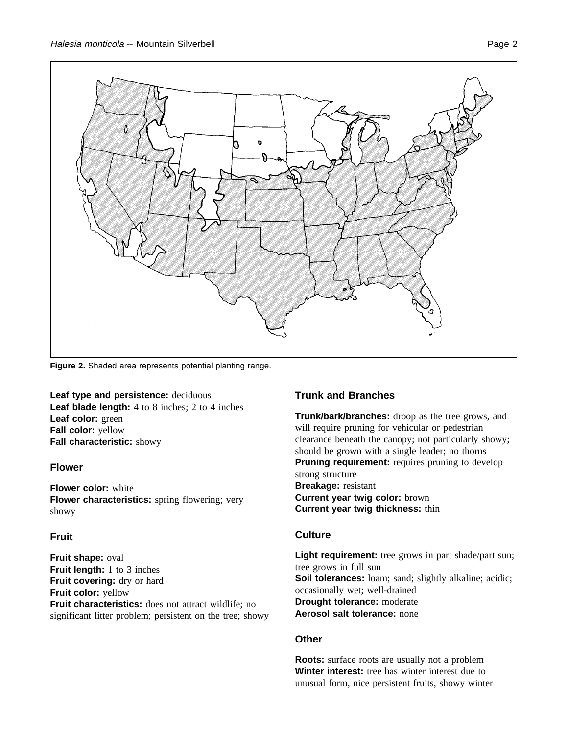**Figure 2.** Shaded area represents potential planting range.

**Leaf type and persistence:** deciduous
**Leaf blade length:** 4 to 8 inches; 2 to 4 inches
**Leaf color:** green
**Fall color:** yellow
**Fall characteristic:** showy

## Flower

**Flower color:** white
**Flower characteristics:** spring flowering; very showy

## Fruit

**Fruit shape:** oval
**Fruit length:** 1 to 3 inches
**Fruit covering:** dry or hard
**Fruit color:** yellow
**Fruit characteristics:** does not attract wildlife; no significant litter problem; persistent on the tree; showy

## Trunk and Branches

**Trunk/bark/branches:** droop as the tree grows, and will require pruning for vehicular or pedestrian clearance beneath the canopy; not particularly showy; should be grown with a single leader; no thorns
**Pruning requirement:** requires pruning to develop strong structure
**Breakage:** resistant
**Current year twig color:** brown
**Current year twig thickness:** thin

## Culture

**Light requirement:** tree grows in part shade/part sun; tree grows in full sun
**Soil tolerances:** loam; sand; slightly alkaline; acidic; occasionally wet; well-drained
**Drought tolerance:** moderate
**Aerosol salt tolerance:** none

## Other

**Roots:** surface roots are usually not a problem
**Winter interest:** tree has winter interest due to unusual form, nice persistent fruits, showy winter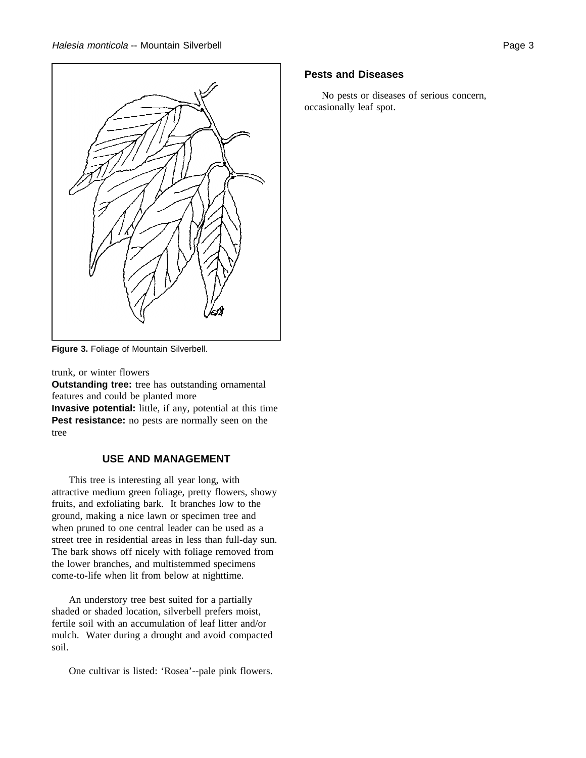Figure 3. Foliage of Mountain Silverbell.

trunk, or winter flowers

**Outstanding tree:** tree has outstanding ornamental features and could be planted more

**Invasive potential:** little, if any, potential at this time

**Pest resistance:** no pests are normally seen on the tree

## USE AND MANAGEMENT

This tree is interesting all year long, with attractive medium green foliage, pretty flowers, showy fruits, and exfoliating bark. It branches low to the ground, making a nice lawn or specimen tree and when pruned to one central leader can be used as a street tree in residential areas in less than full-day sun. The bark shows off nicely with foliage removed from the lower branches, and multistemmed specimens come-to-life when lit from below at nighttime.

An understory tree best suited for a partially shaded or shaded location, silverbell prefers moist, fertile soil with an accumulation of leaf litter and/or mulch. Water during a drought and avoid compacted soil.

One cultivar is listed: 'Rosea'--pale pink flowers.

### Pests and Diseases

No pests or diseases of serious concern, occasionally leaf spot.